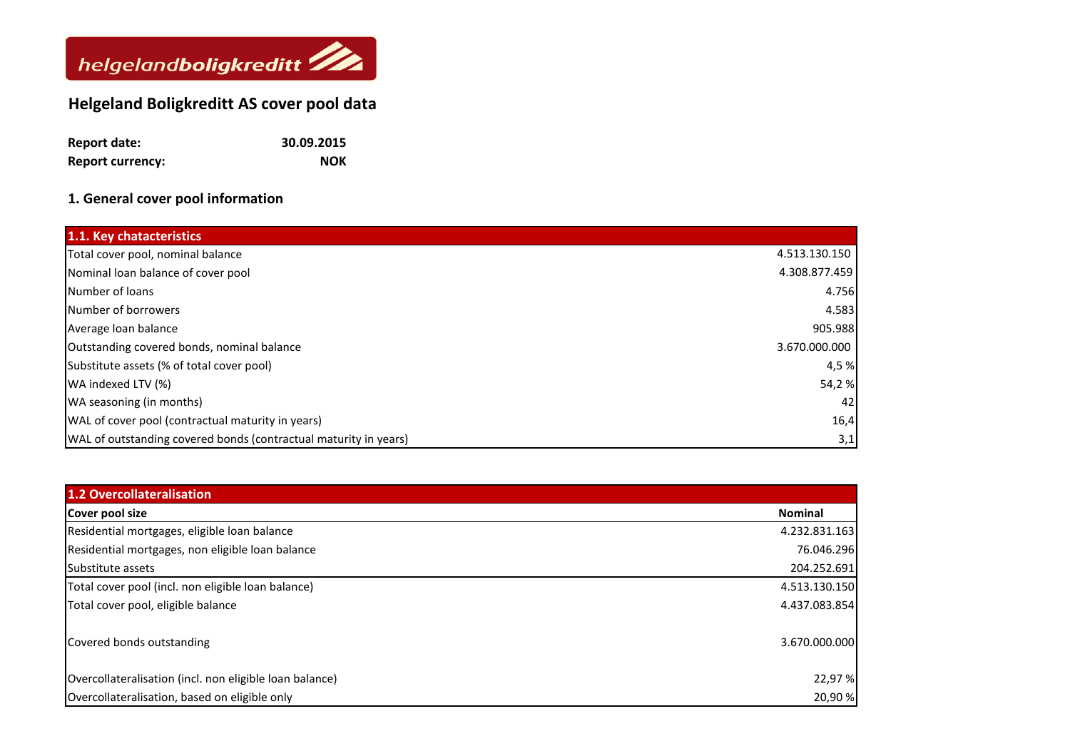helgelandboligkreditt

# Helgeland Boligkreditt AS cover pool data

| | |
|---|---|
| **Report date:** | **30.09.2015** |
| **Report currency:** | **NOK** |

## 1. General cover pool information

| **1.1. Key chatacteristics** | |
|---|---|
| Total cover pool, nominal balance | 4.513.130.150 |
| Nominal loan balance of cover pool | 4.308.877.459 |
| Number of loans | 4.756 |
| Number of borrowers | 4.583 |
| Average loan balance | 905.988 |
| Outstanding covered bonds, nominal balance | 3.670.000.000 |
| Substitute assets (% of total cover pool) | 4,5 % |
| WA indexed LTV (%) | 54,2 % |
| WA seasoning (in months) | 42 |
| WAL of cover pool (contractual maturity in years) | 16,4 |
| WAL of outstanding covered bonds (contractual maturity in years) | 3,1 |

| **1.2 Overcollateralisation** | |
|---|---|
| **Cover pool size** | **Nominal** |
| Residential mortgages, eligible loan balance | 4.232.831.163 |
| Residential mortgages, non eligible loan balance | 76.046.296 |
| Substitute assets | 204.252.691 |
| Total cover pool (incl. non eligible loan balance) | 4.513.130.150 |
| Total cover pool, eligible balance | 4.437.083.854 |
| Covered bonds outstanding | 3.670.000.000 |
| Overcollateralisation (incl. non eligible loan balance) | 22,97 % |
| Overcollateralisation, based on eligible only | 20,90 % |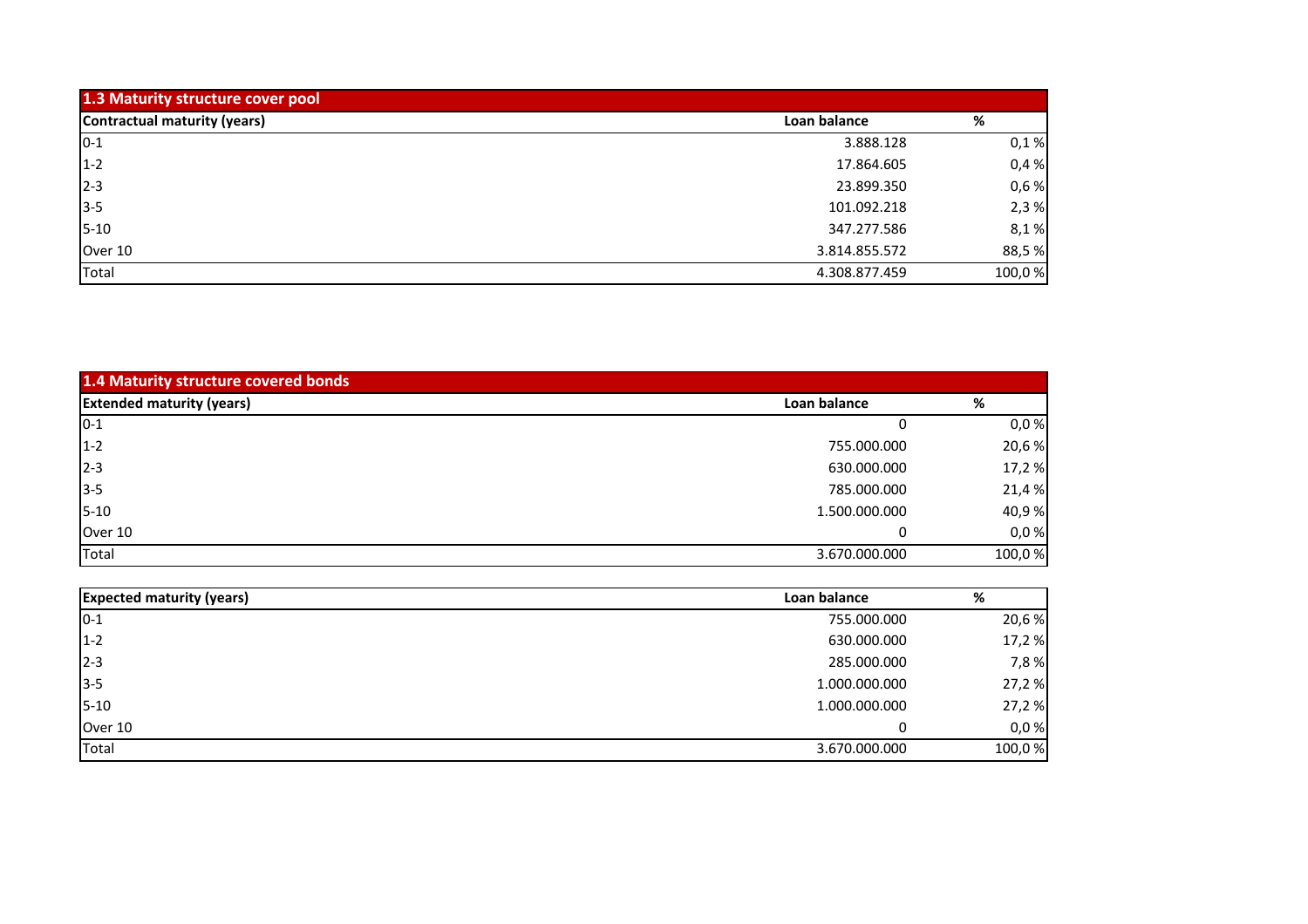## 1.3 Maturity structure cover pool

| Contractual maturity (years) | Loan balance | % |
|---|---|---|
| 0-1 | 3.888.128 | 0,1 % |
| 1-2 | 17.864.605 | 0,4 % |
| 2-3 | 23.899.350 | 0,6 % |
| 3-5 | 101.092.218 | 2,3 % |
| 5-10 | 347.277.586 | 8,1 % |
| Over 10 | 3.814.855.572 | 88,5 % |
| Total | 4.308.877.459 | 100,0 % |

## 1.4 Maturity structure covered bonds

| Extended maturity (years) | Loan balance | % |
|---|---|---|
| 0-1 | 0 | 0,0 % |
| 1-2 | 755.000.000 | 20,6 % |
| 2-3 | 630.000.000 | 17,2 % |
| 3-5 | 785.000.000 | 21,4 % |
| 5-10 | 1.500.000.000 | 40,9 % |
| Over 10 | 0 | 0,0 % |
| Total | 3.670.000.000 | 100,0 % |

| Expected maturity (years) | Loan balance | % |
|---|---|---|
| 0-1 | 755.000.000 | 20,6 % |
| 1-2 | 630.000.000 | 17,2 % |
| 2-3 | 285.000.000 | 7,8 % |
| 3-5 | 1.000.000.000 | 27,2 % |
| 5-10 | 1.000.000.000 | 27,2 % |
| Over 10 | 0 | 0,0 % |
| Total | 3.670.000.000 | 100,0 % |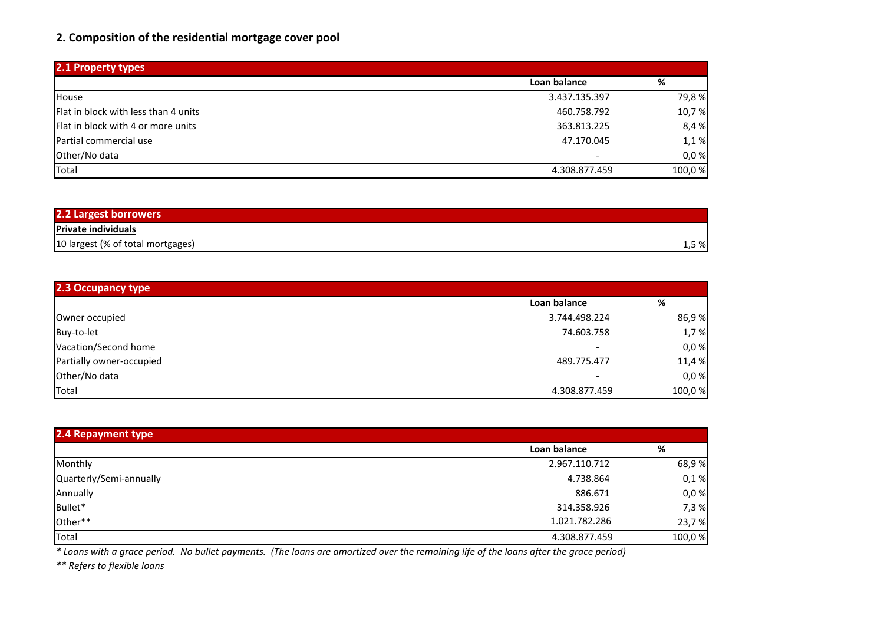## 2. Composition of the residential mortgage cover pool

| 2.1 Property types | Loan balance | % |
|---|---|---|
| House | 3.437.135.397 | 79,8 % |
| Flat in block with less than 4 units | 460.758.792 | 10,7 % |
| Flat in block with 4 or more units | 363.813.225 | 8,4 % |
| Partial commercial use | 47.170.045 | 1,1 % |
| Other/No data | - | 0,0 % |
| Total | 4.308.877.459 | 100,0 % |

| 2.2 Largest borrowers | |
|---|---|
| **Private individuals** | |
| 10 largest (% of total mortgages) | 1,5 % |

| 2.3 Occupancy type | Loan balance | % |
|---|---|---|
| Owner occupied | 3.744.498.224 | 86,9 % |
| Buy-to-let | 74.603.758 | 1,7 % |
| Vacation/Second home | - | 0,0 % |
| Partially owner-occupied | 489.775.477 | 11,4 % |
| Other/No data | - | 0,0 % |
| Total | 4.308.877.459 | 100,0 % |

| 2.4 Repayment type | Loan balance | % |
|---|---|---|
| Monthly | 2.967.110.712 | 68,9 % |
| Quarterly/Semi-annually | 4.738.864 | 0,1 % |
| Annually | 886.671 | 0,0 % |
| Bullet* | 314.358.926 | 7,3 % |
| Other** | 1.021.782.286 | 23,7 % |
| Total | 4.308.877.459 | 100,0 % |

*\* Loans with a grace period. No bullet payments. (The loans are amortized over the remaining life of the loans after the grace period)*

*\*\* Refers to flexible loans*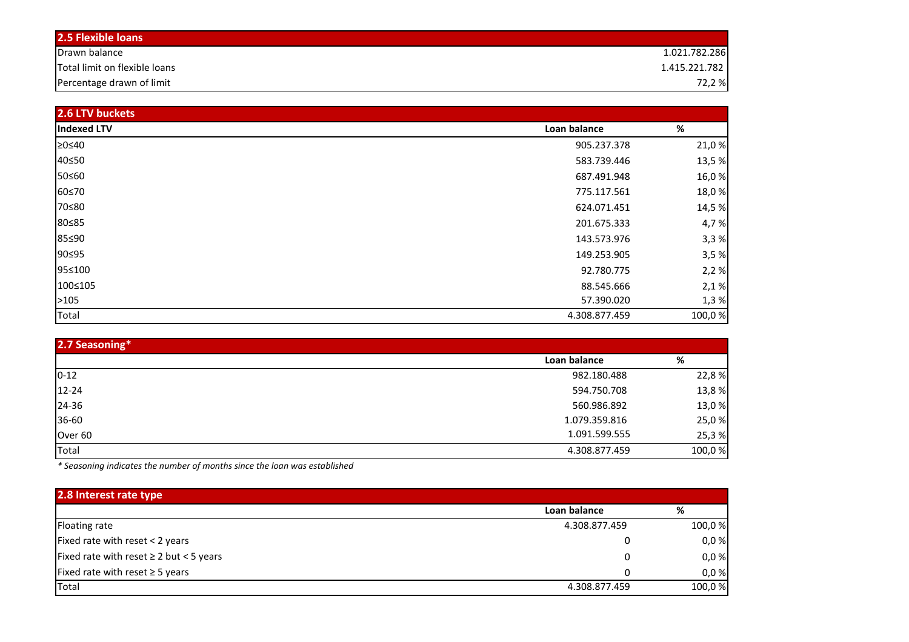## 2.5 Flexible loans

| | |
|---|---|
| Drawn balance | 1.021.782.286 |
| Total limit on flexible loans | 1.415.221.782 |
| Percentage drawn of limit | 72,2 % |

## 2.6 LTV buckets

| Indexed LTV | Loan balance | % |
|---|---|---|
| ≥0≤40 | 905.237.378 | 21,0 % |
| 40≤50 | 583.739.446 | 13,5 % |
| 50≤60 | 687.491.948 | 16,0 % |
| 60≤70 | 775.117.561 | 18,0 % |
| 70≤80 | 624.071.451 | 14,5 % |
| 80≤85 | 201.675.333 | 4,7 % |
| 85≤90 | 143.573.976 | 3,3 % |
| 90≤95 | 149.253.905 | 3,5 % |
| 95≤100 | 92.780.775 | 2,2 % |
| 100≤105 | 88.545.666 | 2,1 % |
| >105 | 57.390.020 | 1,3 % |
| Total | 4.308.877.459 | 100,0 % |

## 2.7 Seasoning*

| | Loan balance | % |
|---|---|---|
| 0-12 | 982.180.488 | 22,8 % |
| 12-24 | 594.750.708 | 13,8 % |
| 24-36 | 560.986.892 | 13,0 % |
| 36-60 | 1.079.359.816 | 25,0 % |
| Over 60 | 1.091.599.555 | 25,3 % |
| Total | 4.308.877.459 | 100,0 % |

*\* Seasoning indicates the number of months since the loan was established*

## 2.8 Interest rate type

| | Loan balance | % |
|---|---|---|
| Floating rate | 4.308.877.459 | 100,0 % |
| Fixed rate with reset < 2 years | 0 | 0,0 % |
| Fixed rate with reset ≥ 2 but < 5 years | 0 | 0,0 % |
| Fixed rate with reset ≥ 5 years | 0 | 0,0 % |
| Total | 4.308.877.459 | 100,0 % |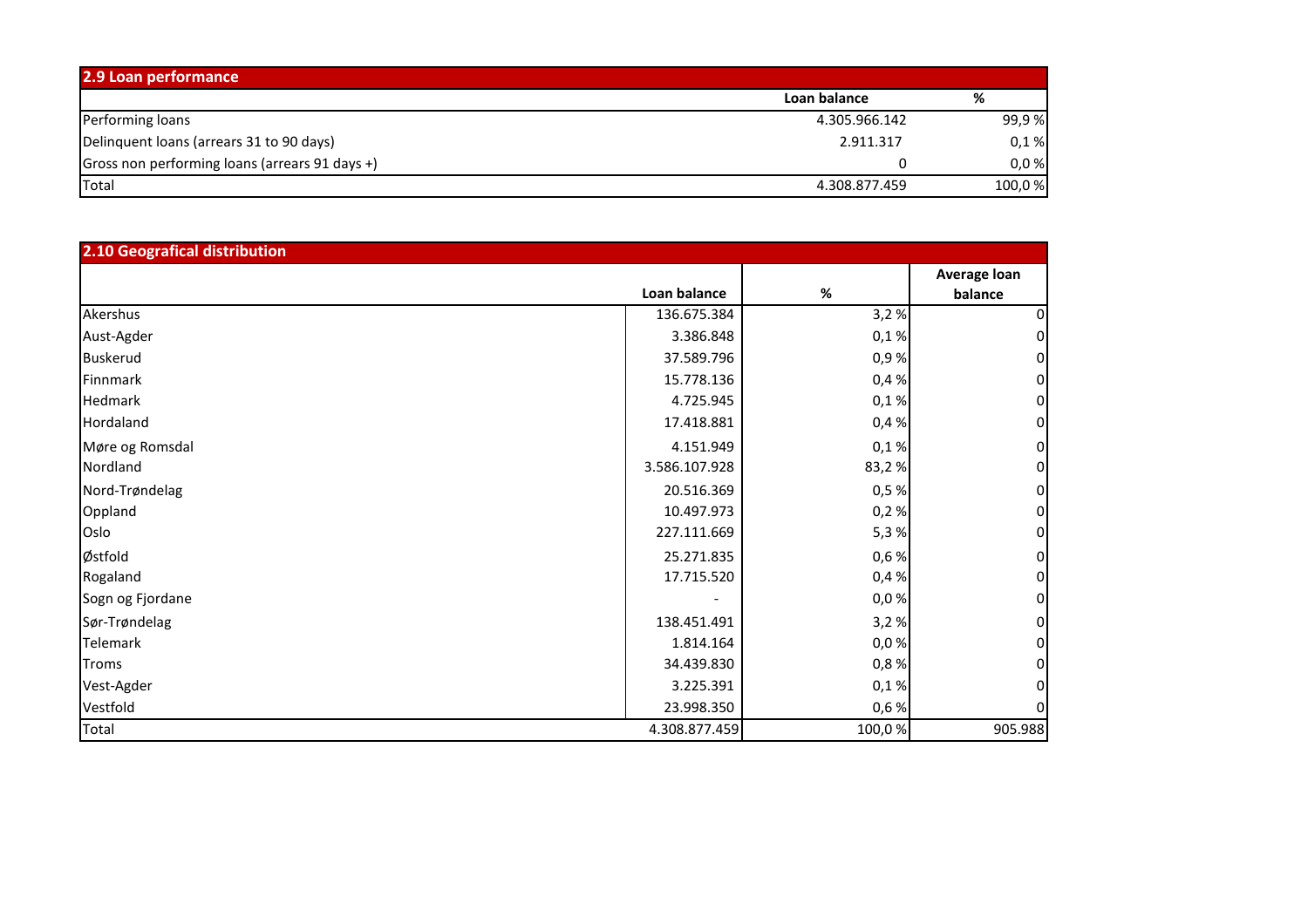## 2.9 Loan performance

| | Loan balance | % |
|---|---|---|
| Performing loans | 4.305.966.142 | 99,9 % |
| Delinquent loans (arrears 31 to 90 days) | 2.911.317 | 0,1 % |
| Gross non performing loans (arrears 91 days +) | 0 | 0,0 % |
| Total | 4.308.877.459 | 100,0 % |

## 2.10 Geografical distribution

| | Loan balance | % | Average loan balance |
|---|---|---|---|
| Akershus | 136.675.384 | 3,2 % | 0 |
| Aust-Agder | 3.386.848 | 0,1 % | 0 |
| Buskerud | 37.589.796 | 0,9 % | 0 |
| Finnmark | 15.778.136 | 0,4 % | 0 |
| Hedmark | 4.725.945 | 0,1 % | 0 |
| Hordaland | 17.418.881 | 0,4 % | 0 |
| Møre og Romsdal | 4.151.949 | 0,1 % | 0 |
| Nordland | 3.586.107.928 | 83,2 % | 0 |
| Nord-Trøndelag | 20.516.369 | 0,5 % | 0 |
| Oppland | 10.497.973 | 0,2 % | 0 |
| Oslo | 227.111.669 | 5,3 % | 0 |
| Østfold | 25.271.835 | 0,6 % | 0 |
| Rogaland | 17.715.520 | 0,4 % | 0 |
| Sogn og Fjordane | - | 0,0 % | 0 |
| Sør-Trøndelag | 138.451.491 | 3,2 % | 0 |
| Telemark | 1.814.164 | 0,0 % | 0 |
| Troms | 34.439.830 | 0,8 % | 0 |
| Vest-Agder | 3.225.391 | 0,1 % | 0 |
| Vestfold | 23.998.350 | 0,6 % | 0 |
| Total | 4.308.877.459 | 100,0 % | 905.988 |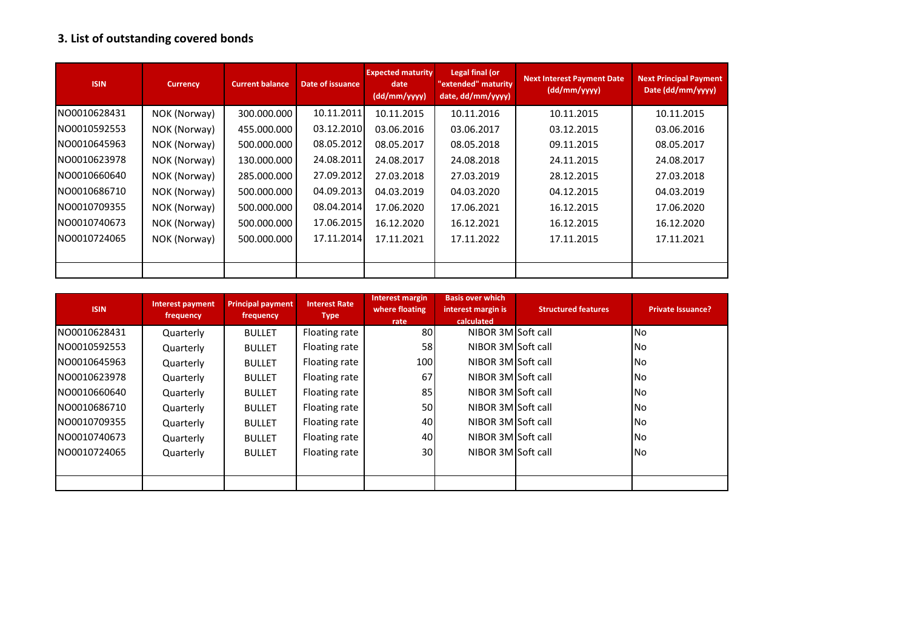### 3. List of outstanding covered bonds

| ISIN | Currency | Current balance | Date of issuance | Expected maturity date (dd/mm/yyyy) | Legal final (or "extended" maturity date, dd/mm/yyyy) | Next Interest Payment Date (dd/mm/yyyy) | Next Principal Payment Date (dd/mm/yyyy) |
|---|---|---|---|---|---|---|---|
| NO0010628431 | NOK (Norway) | 300.000.000 | 10.11.2011 | 10.11.2015 | 10.11.2016 | 10.11.2015 | 10.11.2015 |
| NO0010592553 | NOK (Norway) | 455.000.000 | 03.12.2010 | 03.06.2016 | 03.06.2017 | 03.12.2015 | 03.06.2016 |
| NO0010645963 | NOK (Norway) | 500.000.000 | 08.05.2012 | 08.05.2017 | 08.05.2018 | 09.11.2015 | 08.05.2017 |
| NO0010623978 | NOK (Norway) | 130.000.000 | 24.08.2011 | 24.08.2017 | 24.08.2018 | 24.11.2015 | 24.08.2017 |
| NO0010660640 | NOK (Norway) | 285.000.000 | 27.09.2012 | 27.03.2018 | 27.03.2019 | 28.12.2015 | 27.03.2018 |
| NO0010686710 | NOK (Norway) | 500.000.000 | 04.09.2013 | 04.03.2019 | 04.03.2020 | 04.12.2015 | 04.03.2019 |
| NO0010709355 | NOK (Norway) | 500.000.000 | 08.04.2014 | 17.06.2020 | 17.06.2021 | 16.12.2015 | 17.06.2020 |
| NO0010740673 | NOK (Norway) | 500.000.000 | 17.06.2015 | 16.12.2020 | 16.12.2021 | 16.12.2015 | 16.12.2020 |
| NO0010724065 | NOK (Norway) | 500.000.000 | 17.11.2014 | 17.11.2021 | 17.11.2022 | 17.11.2015 | 17.11.2021 |

| ISIN | Interest payment frequency | Principal payment frequency | Interest Rate Type | Interest margin where floating rate | Basis over which interest margin is calculated | Structured features | Private Issuance? |
|---|---|---|---|---|---|---|---|
| NO0010628431 | Quarterly | BULLET | Floating rate | 80 | NIBOR 3M | Soft call | No |
| NO0010592553 | Quarterly | BULLET | Floating rate | 58 | NIBOR 3M | Soft call | No |
| NO0010645963 | Quarterly | BULLET | Floating rate | 100 | NIBOR 3M | Soft call | No |
| NO0010623978 | Quarterly | BULLET | Floating rate | 67 | NIBOR 3M | Soft call | No |
| NO0010660640 | Quarterly | BULLET | Floating rate | 85 | NIBOR 3M | Soft call | No |
| NO0010686710 | Quarterly | BULLET | Floating rate | 50 | NIBOR 3M | Soft call | No |
| NO0010709355 | Quarterly | BULLET | Floating rate | 40 | NIBOR 3M | Soft call | No |
| NO0010740673 | Quarterly | BULLET | Floating rate | 40 | NIBOR 3M | Soft call | No |
| NO0010724065 | Quarterly | BULLET | Floating rate | 30 | NIBOR 3M | Soft call | No |